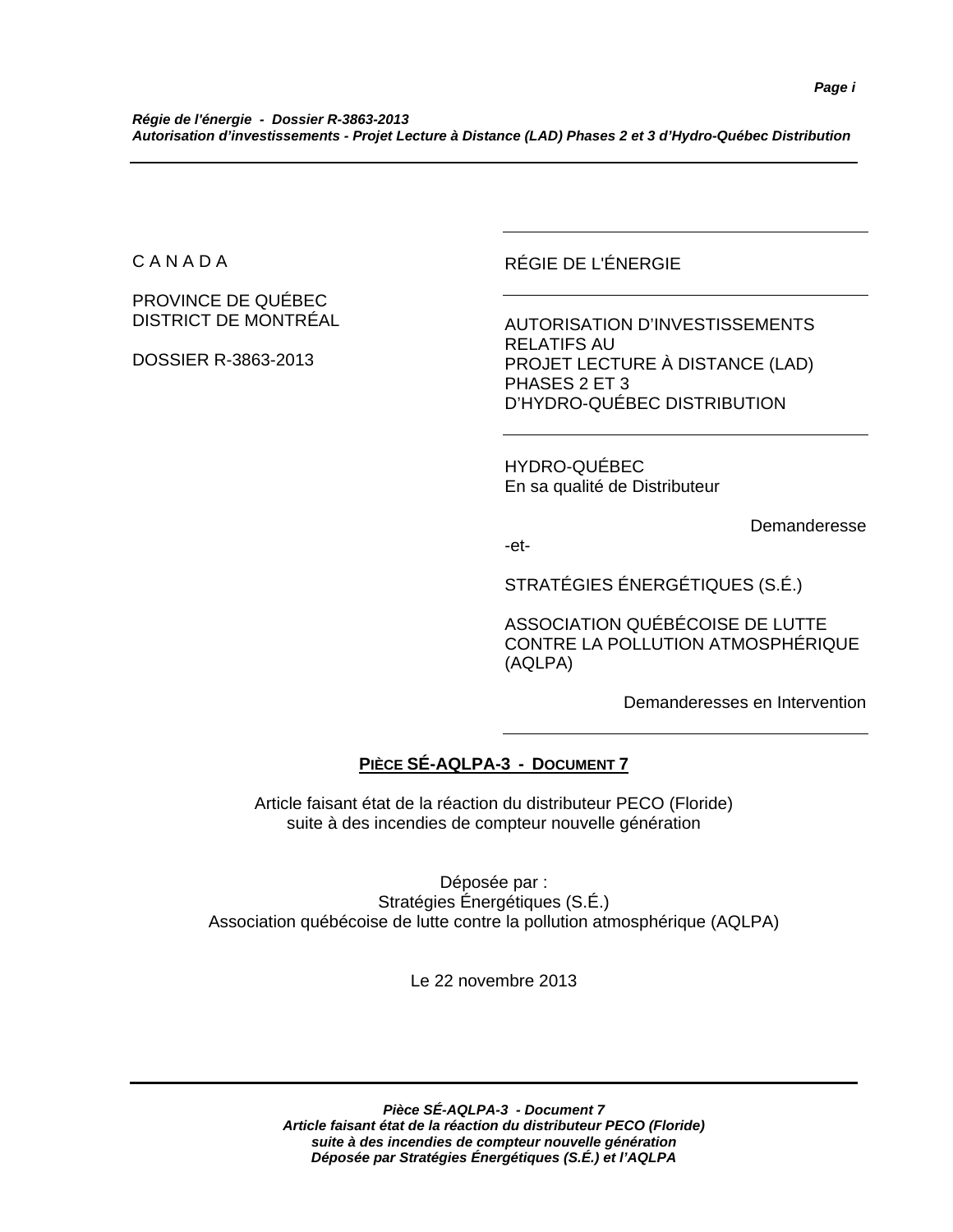C A N A D A

PROVINCE DE QUÉBEC
DISTRICT DE MONTRÉAL

DOSSIER R-3863-2013

RÉGIE DE L'ÉNERGIE

AUTORISATION D'INVESTISSEMENTS RELATIFS AU
PROJET LECTURE À DISTANCE (LAD)
PHASES 2 ET 3
D'HYDRO-QUÉBEC DISTRIBUTION

HYDRO-QUÉBEC
En sa qualité de Distributeur

Demanderesse

-et-

STRATÉGIES ÉNERGÉTIQUES (S.É.)

ASSOCIATION QUÉBÉCOISE DE LUTTE CONTRE LA POLLUTION ATMOSPHÉRIQUE (AQLPA)

Demanderesses en Intervention

## PIÈCE SÉ-AQLPA-3 - DOCUMENT 7

Article faisant état de la réaction du distributeur PECO (Floride) suite à des incendies de compteur nouvelle génération

Déposée par :
Stratégies Énergétiques (S.É.)
Association québécoise de lutte contre la pollution atmosphérique (AQLPA)

Le 22 novembre 2013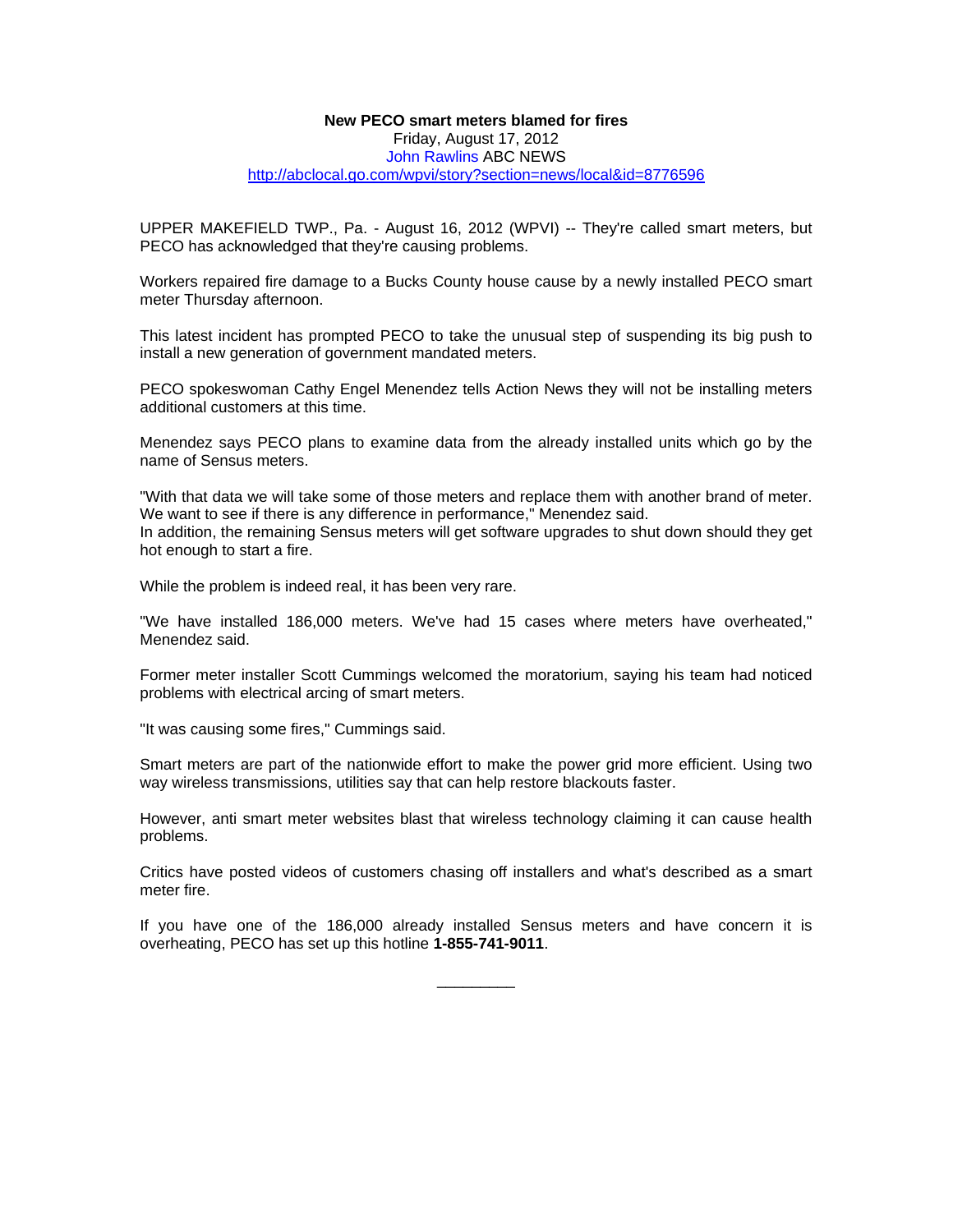**New PECO smart meters blamed for fires**

Friday, August 17, 2012

John Rawlins ABC NEWS

http://abclocal.go.com/wpvi/story?section=news/local&id=8776596

UPPER MAKEFIELD TWP., Pa. - August 16, 2012 (WPVI) -- They're called smart meters, but PECO has acknowledged that they're causing problems.

Workers repaired fire damage to a Bucks County house cause by a newly installed PECO smart meter Thursday afternoon.

This latest incident has prompted PECO to take the unusual step of suspending its big push to install a new generation of government mandated meters.

PECO spokeswoman Cathy Engel Menendez tells Action News they will not be installing meters additional customers at this time.

Menendez says PECO plans to examine data from the already installed units which go by the name of Sensus meters.

"With that data we will take some of those meters and replace them with another brand of meter. We want to see if there is any difference in performance," Menendez said.
In addition, the remaining Sensus meters will get software upgrades to shut down should they get hot enough to start a fire.

While the problem is indeed real, it has been very rare.

"We have installed 186,000 meters. We've had 15 cases where meters have overheated," Menendez said.

Former meter installer Scott Cummings welcomed the moratorium, saying his team had noticed problems with electrical arcing of smart meters.

"It was causing some fires," Cummings said.

Smart meters are part of the nationwide effort to make the power grid more efficient. Using two way wireless transmissions, utilities say that can help restore blackouts faster.

However, anti smart meter websites blast that wireless technology claiming it can cause health problems.

Critics have posted videos of customers chasing off installers and what's described as a smart meter fire.

If you have one of the 186,000 already installed Sensus meters and have concern it is overheating, PECO has set up this hotline **1-855-741-9011**.

________